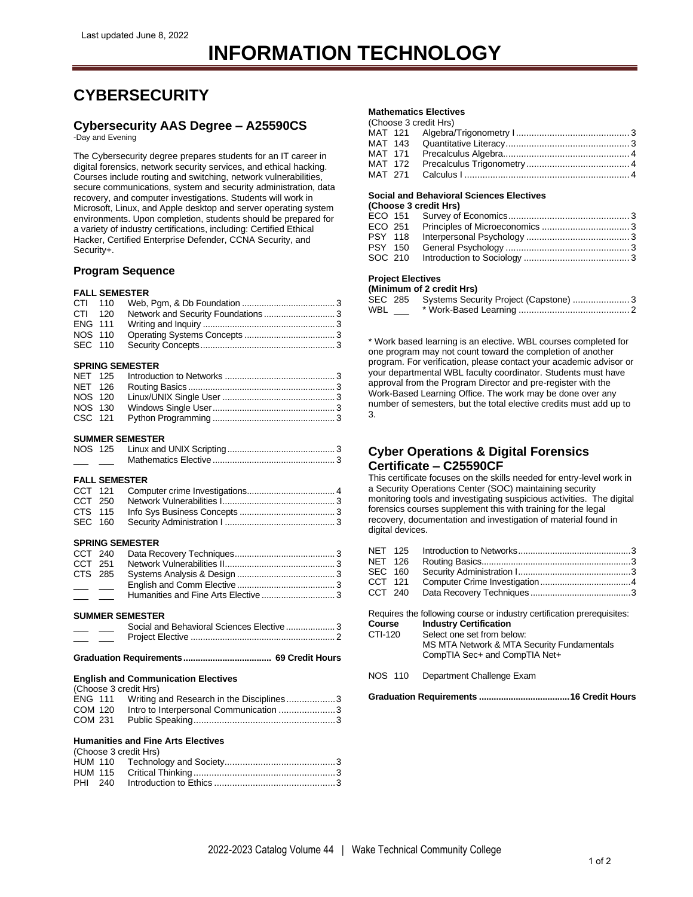Last updated June 8, 2022

# INFORMATION TECHNOLOGY

## CYBERSECURITY

### Cybersecurity AAS Degree – A25590CS

-Day and Evening

The Cybersecurity degree prepares students for an IT career in digital forensics, network security services, and ethical hacking. Courses include routing and switching, network vulnerabilities, secure communications, system and security administration, data recovery, and computer investigations. Students will work in Microsoft, Linux, and Apple desktop and server operating system environments. Upon completion, students should be prepared for a variety of industry certifications, including: Certified Ethical Hacker, Certified Enterprise Defender, CCNA Security, and Security+.

#### Program Sequence

**FALL SEMESTER**

| | | |
|---|---|---|
| CTI 110 | Web, Pgm, & Db Foundation | 3 |
| CTI 120 | Network and Security Foundations | 3 |
| ENG 111 | Writing and Inquiry | 3 |
| NOS 110 | Operating Systems Concepts | 3 |
| SEC 110 | Security Concepts | 3 |

**SPRING SEMESTER**

| | | |
|---|---|---|
| NET 125 | Introduction to Networks | 3 |
| NET 126 | Routing Basics | 3 |
| NOS 120 | Linux/UNIX Single User | 3 |
| NOS 130 | Windows Single User | 3 |
| CSC 121 | Python Programming | 3 |

**SUMMER SEMESTER**

| | | |
|---|---|---|
| NOS 125 | Linux and UNIX Scripting | 3 |
| ___ ___ | Mathematics Elective | 3 |

**FALL SEMESTER**

| | | |
|---|---|---|
| CCT 121 | Computer crime Investigations | 4 |
| CCT 250 | Network Vulnerabilities I | 3 |
| CTS 115 | Info Sys Business Concepts | 3 |
| SEC 160 | Security Administration I | 3 |

**SPRING SEMESTER**

| | | |
|---|---|---|
| CCT 240 | Data Recovery Techniques | 3 |
| CCT 251 | Network Vulnerabilities II | 3 |
| CTS 285 | Systems Analysis & Design | 3 |
| ___ ___ | English and Comm Elective | 3 |
| ___ ___ | Humanities and Fine Arts Elective | 3 |

**SUMMER SEMESTER**

| | | |
|---|---|---|
| ___ ___ | Social and Behavioral Sciences Elective | 3 |
| ___ ___ | Project Elective | 2 |

**Graduation Requirements .................................... 69 Credit Hours**

**English and Communication Electives**
(Choose 3 credit Hrs)

| | | |
|---|---|---|
| ENG 111 | Writing and Research in the Disciplines | 3 |
| COM 120 | Intro to Interpersonal Communication | 3 |
| COM 231 | Public Speaking | 3 |

**Humanities and Fine Arts Electives**
(Choose 3 credit Hrs)

| | | |
|---|---|---|
| HUM 110 | Technology and Society | 3 |
| HUM 115 | Critical Thinking | 3 |
| PHI 240 | Introduction to Ethics | 3 |

**Mathematics Electives**
(Choose 3 credit Hrs)

| | | |
|---|---|---|
| MAT 121 | Algebra/Trigonometry I | 3 |
| MAT 143 | Quantitative Literacy | 3 |
| MAT 171 | Precalculus Algebra | 4 |
| MAT 172 | Precalculus Trigonometry | 4 |
| MAT 271 | Calculus I | 4 |

**Social and Behavioral Sciences Electives**
**(Choose 3 credit Hrs)**

| | | |
|---|---|---|
| ECO 151 | Survey of Economics | 3 |
| ECO 251 | Principles of Microeconomics | 3 |
| PSY 118 | Interpersonal Psychology | 3 |
| PSY 150 | General Psychology | 3 |
| SOC 210 | Introduction to Sociology | 3 |

**Project Electives**
**(Minimum of 2 credit Hrs)**

| | | |
|---|---|---|
| SEC 285 | Systems Security Project (Capstone) | 3 |
| WBL ___ | * Work-Based Learning | 2 |

\* Work based learning is an elective. WBL courses completed for one program may not count toward the completion of another program. For verification, please contact your academic advisor or your departmental WBL faculty coordinator. Students must have approval from the Program Director and pre-register with the Work-Based Learning Office. The work may be done over any number of semesters, but the total elective credits must add up to 3.

### Cyber Operations & Digital Forensics Certificate – C25590CF

This certificate focuses on the skills needed for entry-level work in a Security Operations Center (SOC) maintaining security monitoring tools and investigating suspicious activities. The digital forensics courses supplement this with training for the legal recovery, documentation and investigation of material found in digital devices.

| | | |
|---|---|---|
| NET 125 | Introduction to Networks | 3 |
| NET 126 | Routing Basics | 3 |
| SEC 160 | Security Administration I | 3 |
| CCT 121 | Computer Crime Investigation | 4 |
| CCT 240 | Data Recovery Techniques | 3 |

Requires the following course or industry certification prerequisites:

| Course | Industry Certification |
|---|---|
| CTI-120 | Select one set from below:<br>MS MTA Network & MTA Security Fundamentals<br>CompTIA Sec+ and CompTIA Net+ |
| NOS 110 | Department Challenge Exam |

**Graduation Requirements .................................... 16 Credit Hours**

2022-2023 Catalog Volume 44 | Wake Technical Community College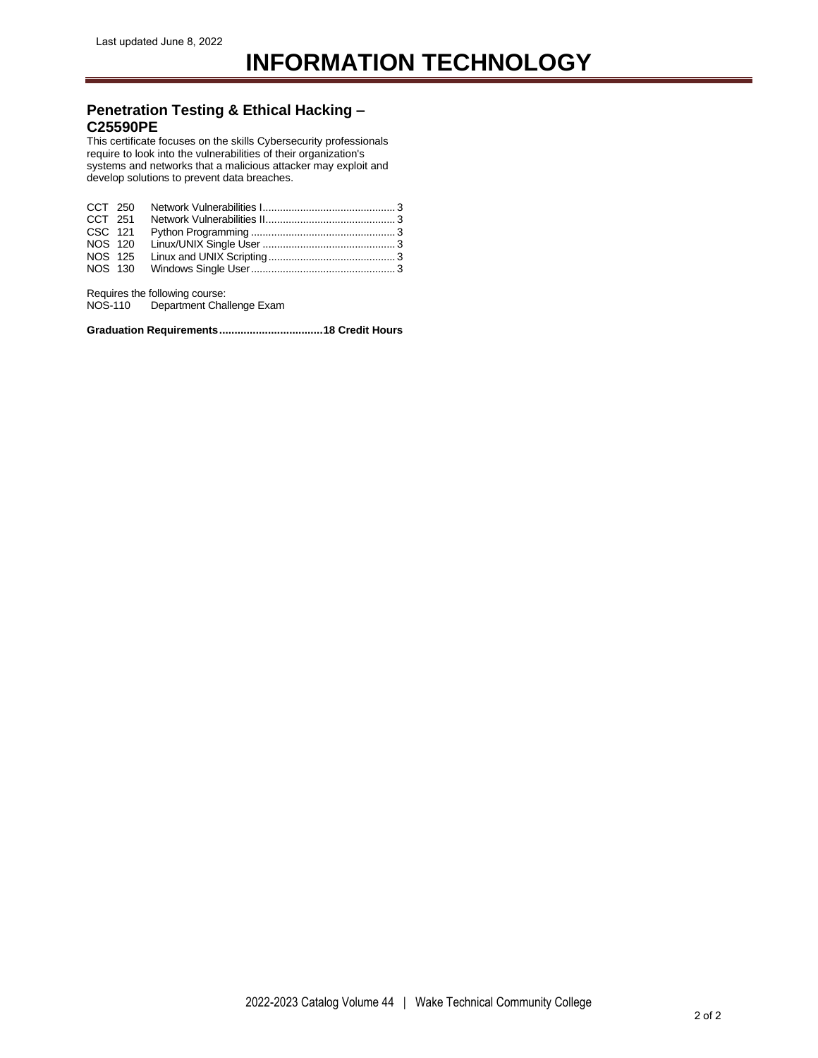## Penetration Testing & Ethical Hacking – C25590PE

This certificate focuses on the skills Cybersecurity professionals require to look into the vulnerabilities of their organization's systems and networks that a malicious attacker may exploit and develop solutions to prevent data breaches.

| | | |
|---|---|---|
| CCT 250 | Network Vulnerabilities I | 3 |
| CCT 251 | Network Vulnerabilities II | 3 |
| CSC 121 | Python Programming | 3 |
| NOS 120 | Linux/UNIX Single User | 3 |
| NOS 125 | Linux and UNIX Scripting | 3 |
| NOS 130 | Windows Single User | 3 |

Requires the following course:
NOS-110 Department Challenge Exam

**Graduation Requirements..................................18 Credit Hours**